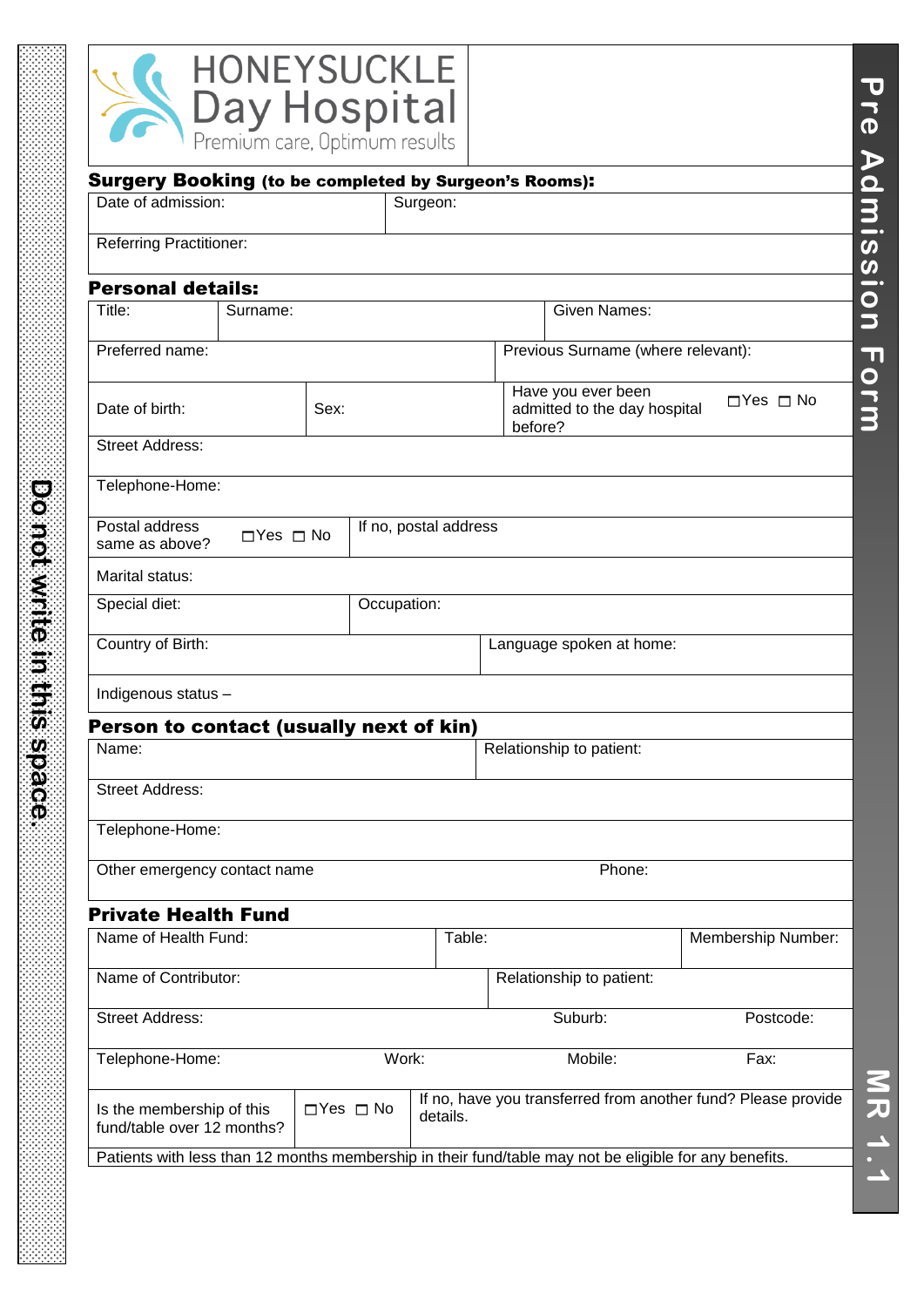# HONEYSUCKLE Day Hospital

Premium care, Optimum results

# Pre Admission Form

MR 1.1

Do not write in this space.

## Surgery Booking (to be completed by Surgeon's Rooms):

| Date of admission: | Surgeon: |
|---|---|
| Referring Practitioner: | |

## Personal details:

| Title: | Surname: | Given Names: |
|---|---|---|
| Preferred name: | | Previous Surname (where relevant): |

| Date of birth: | Sex: | Have you ever been admitted to the day hospital before? | ☐Yes ☐ No |
|---|---|---|---|
| Street Address: | | | |
| Telephone-Home: | | | |

| Postal address same as above? | ☐Yes ☐ No | If no, postal address |
|---|---|---|
| Marital status: | | |
| Special diet: | | Occupation: |
| Country of Birth: | | Language spoken at home: |
| Indigenous status – | | |

## Person to contact (usually next of kin)

| Name: | Relationship to patient: |
|---|---|
| Street Address: | |
| Telephone-Home: | |
| Other emergency contact name | Phone: |

## Private Health Fund

| Name of Health Fund: | Table: | Membership Number: |
|---|---|---|
| Name of Contributor: | Relationship to patient: | |

| Street Address: | Suburb: | Postcode: | |
|---|---|---|---|
| Telephone-Home: | Work: | Mobile: | Fax: |

| Is the membership of this fund/table over 12 months? | ☐Yes ☐ No | If no, have you transferred from another fund? Please provide details. |
|---|---|---|

Patients with less than 12 months membership in their fund/table may not be eligible for any benefits.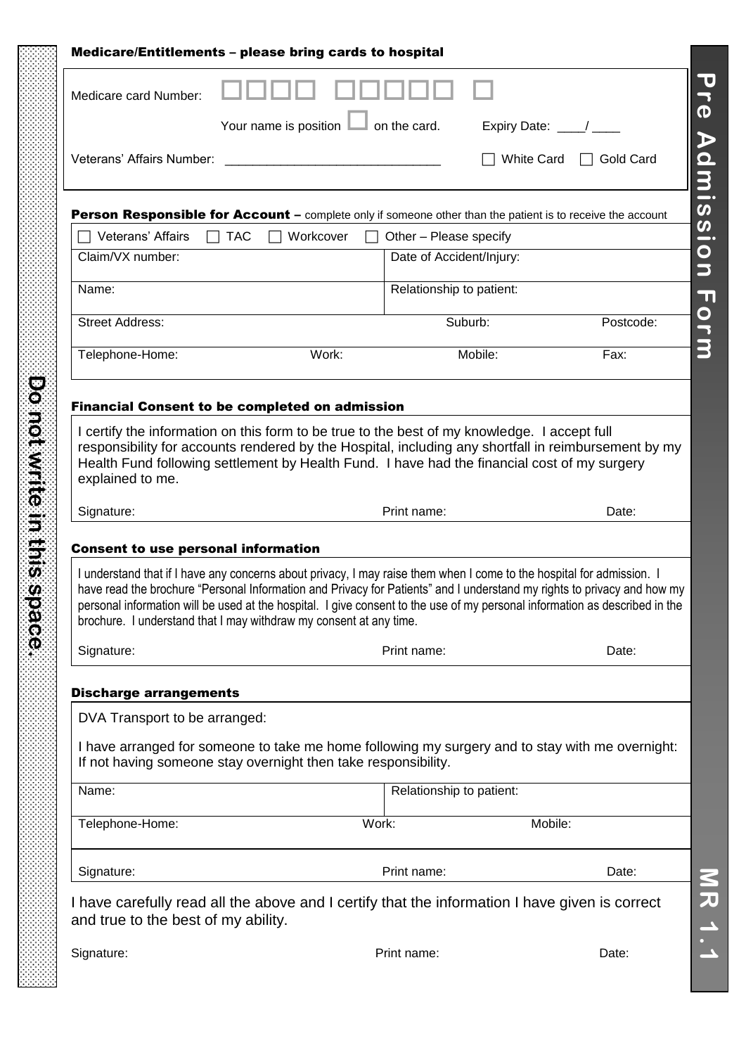## Medicare/Entitlements – please bring cards to hospital

Medicare card Number: ☐☐☐☐ ☐☐☐☐☐ ☐

Your name is position ☐ on the card. Expiry Date: ____/ ____

Veterans' Affairs Number: ______________________________ ☐ White Card ☐ Gold Card

## Person Responsible for Account – complete only if someone other than the patient is to receive the account

☐ Veterans' Affairs ☐ TAC ☐ Workcover ☐ Other – Please specify

| | | | |
|---|---|---|---|
| Claim/VX number: | | Date of Accident/Injury: | |
| Name: | | Relationship to patient: | |
| Street Address: | | Suburb: | Postcode: |
| Telephone-Home: | Work: | Mobile: | Fax: |

## Financial Consent to be completed on admission

I certify the information on this form to be true to the best of my knowledge. I accept full responsibility for accounts rendered by the Hospital, including any shortfall in reimbursement by my Health Fund following settlement by Health Fund. I have had the financial cost of my surgery explained to me.

Signature: Print name: Date:

## Consent to use personal information

I understand that if I have any concerns about privacy, I may raise them when I come to the hospital for admission. I have read the brochure "Personal Information and Privacy for Patients" and I understand my rights to privacy and how my personal information will be used at the hospital. I give consent to the use of my personal information as described in the brochure. I understand that I may withdraw my consent at any time.

Signature: Print name: Date:

## Discharge arrangements

DVA Transport to be arranged:

I have arranged for someone to take me home following my surgery and to stay with me overnight: If not having someone stay overnight then take responsibility.

| | | |
|---|---|---|
| Name: | Relationship to patient: | |
| Telephone-Home: | Work: | Mobile: |

Signature: Print name: Date:

I have carefully read all the above and I certify that the information I have given is correct and true to the best of my ability.

Signature: Print name: Date:

Do not write in this space.

Pre Admission Form

MR 1.1